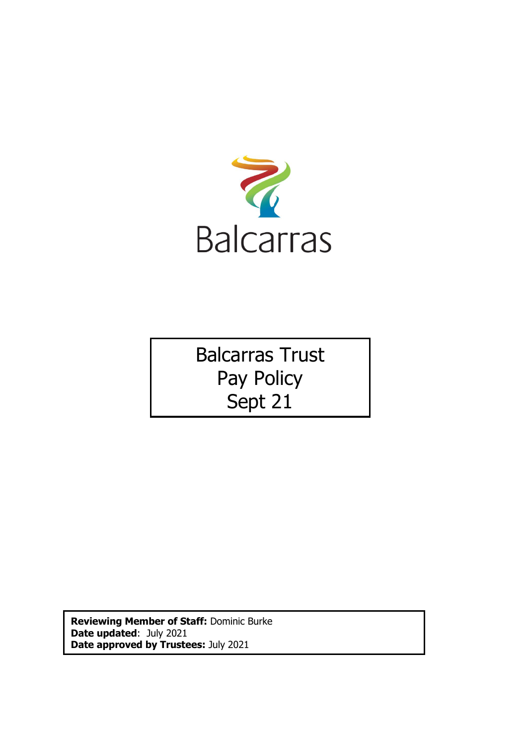Balcarras

# Balcarras Trust Pay Policy Sept 21

**Reviewing Member of Staff:** Dominic Burke
**Date updated**: July 2021
**Date approved by Trustees:** July 2021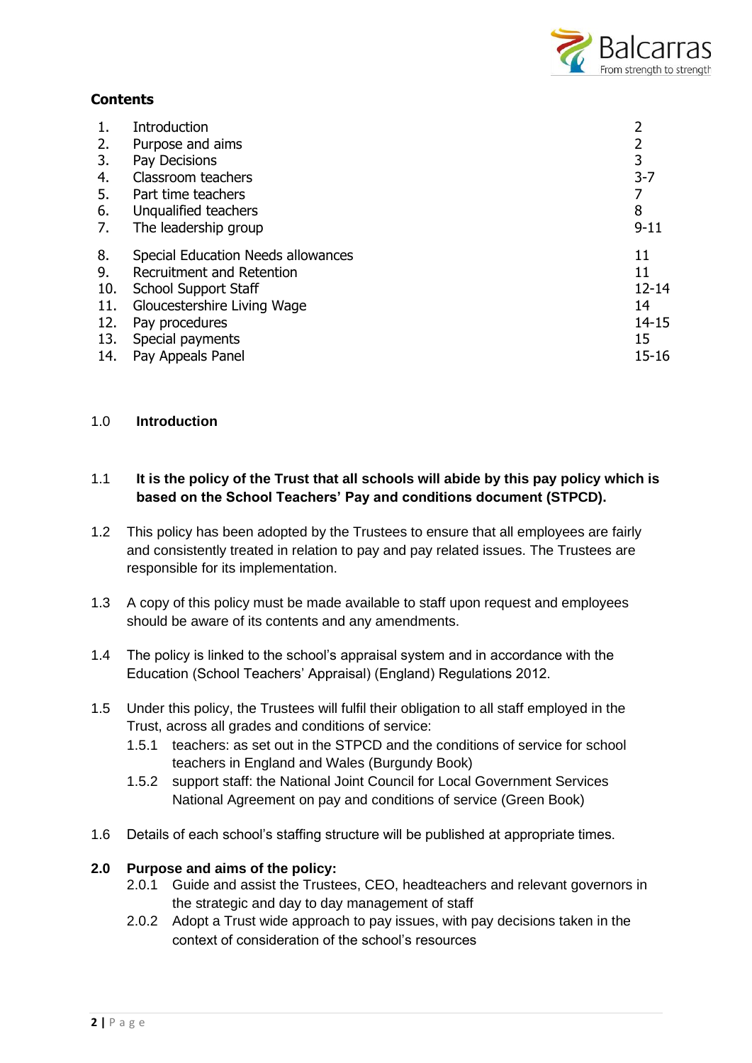## Contents

| | | |
|---|---|---|
| 1. | Introduction | 2 |
| 2. | Purpose and aims | 2 |
| 3. | Pay Decisions | 3 |
| 4. | Classroom teachers | 3-7 |
| 5. | Part time teachers | 7 |
| 6. | Unqualified teachers | 8 |
| 7. | The leadership group | 9-11 |
| 8. | Special Education Needs allowances | 11 |
| 9. | Recruitment and Retention | 11 |
| 10. | School Support Staff | 12-14 |
| 11. | Gloucestershire Living Wage | 14 |
| 12. | Pay procedures | 14-15 |
| 13. | Special payments | 15 |
| 14. | Pay Appeals Panel | 15-16 |

## 1.0 Introduction

1.1 **It is the policy of the Trust that all schools will abide by this pay policy which is based on the School Teachers' Pay and conditions document (STPCD).**

1.2 This policy has been adopted by the Trustees to ensure that all employees are fairly and consistently treated in relation to pay and pay related issues. The Trustees are responsible for its implementation.

1.3 A copy of this policy must be made available to staff upon request and employees should be aware of its contents and any amendments.

1.4 The policy is linked to the school's appraisal system and in accordance with the Education (School Teachers' Appraisal) (England) Regulations 2012.

1.5 Under this policy, the Trustees will fulfil their obligation to all staff employed in the Trust, across all grades and conditions of service:

- 1.5.1 teachers: as set out in the STPCD and the conditions of service for school teachers in England and Wales (Burgundy Book)
- 1.5.2 support staff: the National Joint Council for Local Government Services National Agreement on pay and conditions of service (Green Book)

1.6 Details of each school's staffing structure will be published at appropriate times.

## 2.0 Purpose and aims of the policy:

- 2.0.1 Guide and assist the Trustees, CEO, headteachers and relevant governors in the strategic and day to day management of staff
- 2.0.2 Adopt a Trust wide approach to pay issues, with pay decisions taken in the context of consideration of the school's resources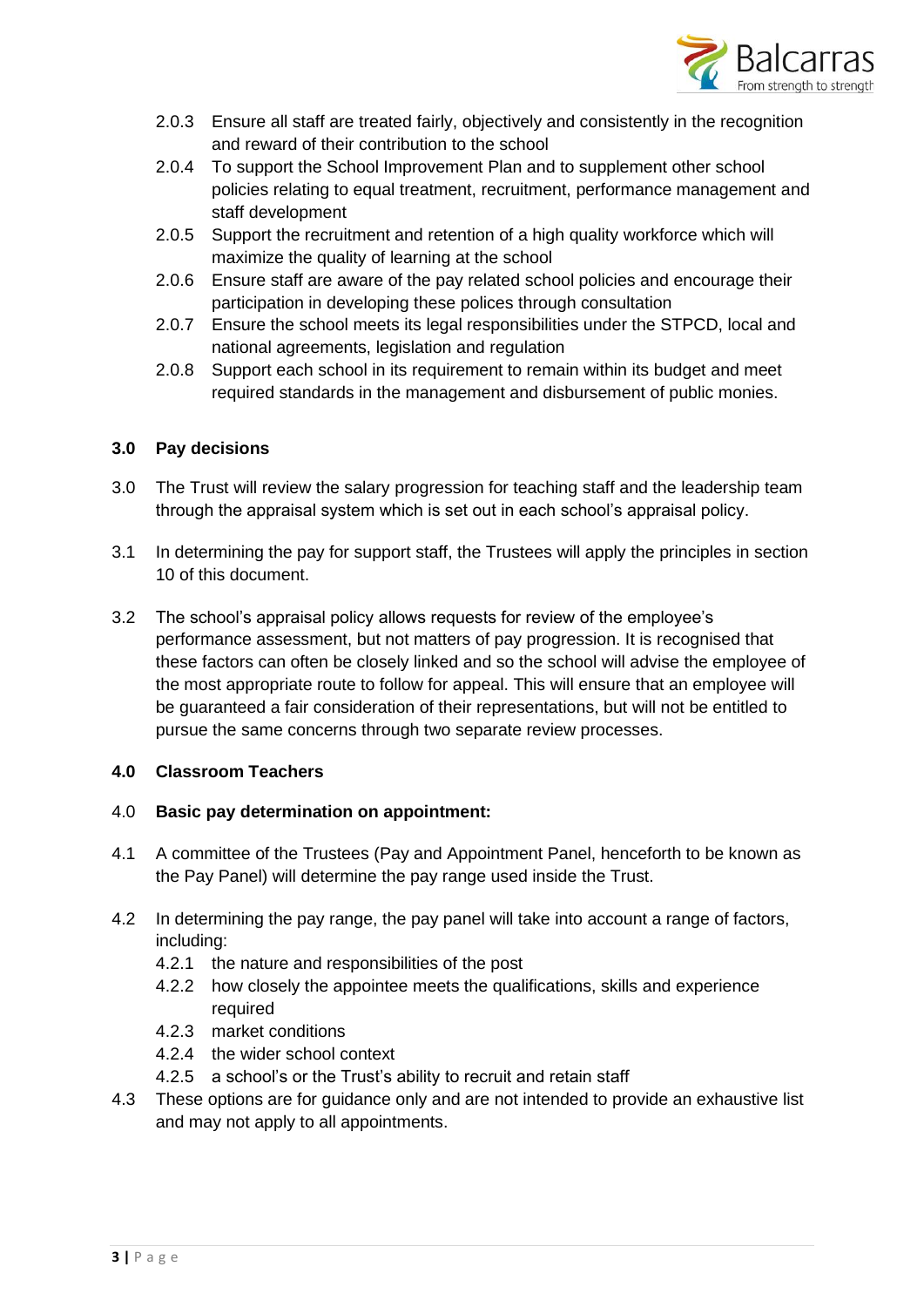2.0.3 Ensure all staff are treated fairly, objectively and consistently in the recognition and reward of their contribution to the school

2.0.4 To support the School Improvement Plan and to supplement other school policies relating to equal treatment, recruitment, performance management and staff development

2.0.5 Support the recruitment and retention of a high quality workforce which will maximize the quality of learning at the school

2.0.6 Ensure staff are aware of the pay related school policies and encourage their participation in developing these polices through consultation

2.0.7 Ensure the school meets its legal responsibilities under the STPCD, local and national agreements, legislation and regulation

2.0.8 Support each school in its requirement to remain within its budget and meet required standards in the management and disbursement of public monies.

## 3.0 Pay decisions

3.0 The Trust will review the salary progression for teaching staff and the leadership team through the appraisal system which is set out in each school's appraisal policy.

3.1 In determining the pay for support staff, the Trustees will apply the principles in section 10 of this document.

3.2 The school's appraisal policy allows requests for review of the employee's performance assessment, but not matters of pay progression. It is recognised that these factors can often be closely linked and so the school will advise the employee of the most appropriate route to follow for appeal. This will ensure that an employee will be guaranteed a fair consideration of their representations, but will not be entitled to pursue the same concerns through two separate review processes.

## 4.0 Classroom Teachers

4.0 **Basic pay determination on appointment:**

4.1 A committee of the Trustees (Pay and Appointment Panel, henceforth to be known as the Pay Panel) will determine the pay range used inside the Trust.

4.2 In determining the pay range, the pay panel will take into account a range of factors, including:

4.2.1 the nature and responsibilities of the post

4.2.2 how closely the appointee meets the qualifications, skills and experience required

4.2.3 market conditions

4.2.4 the wider school context

4.2.5 a school's or the Trust's ability to recruit and retain staff

4.3 These options are for guidance only and are not intended to provide an exhaustive list and may not apply to all appointments.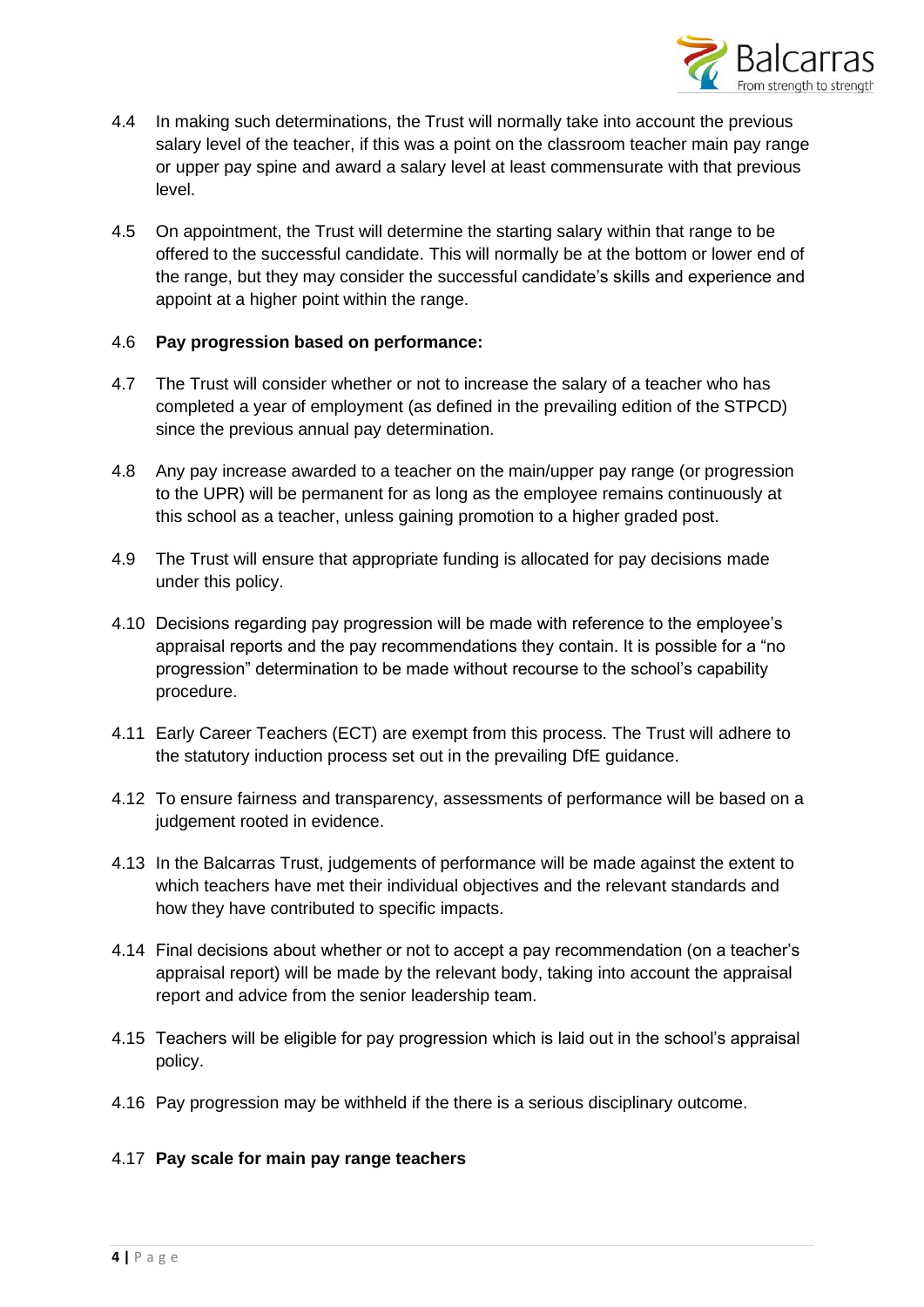4.4 In making such determinations, the Trust will normally take into account the previous salary level of the teacher, if this was a point on the classroom teacher main pay range or upper pay spine and award a salary level at least commensurate with that previous level.

4.5 On appointment, the Trust will determine the starting salary within that range to be offered to the successful candidate. This will normally be at the bottom or lower end of the range, but they may consider the successful candidate's skills and experience and appoint at a higher point within the range.

4.6 **Pay progression based on performance:**

4.7 The Trust will consider whether or not to increase the salary of a teacher who has completed a year of employment (as defined in the prevailing edition of the STPCD) since the previous annual pay determination.

4.8 Any pay increase awarded to a teacher on the main/upper pay range (or progression to the UPR) will be permanent for as long as the employee remains continuously at this school as a teacher, unless gaining promotion to a higher graded post.

4.9 The Trust will ensure that appropriate funding is allocated for pay decisions made under this policy.

4.10 Decisions regarding pay progression will be made with reference to the employee's appraisal reports and the pay recommendations they contain. It is possible for a "no progression" determination to be made without recourse to the school's capability procedure.

4.11 Early Career Teachers (ECT) are exempt from this process. The Trust will adhere to the statutory induction process set out in the prevailing DfE guidance.

4.12 To ensure fairness and transparency, assessments of performance will be based on a judgement rooted in evidence.

4.13 In the Balcarras Trust, judgements of performance will be made against the extent to which teachers have met their individual objectives and the relevant standards and how they have contributed to specific impacts.

4.14 Final decisions about whether or not to accept a pay recommendation (on a teacher's appraisal report) will be made by the relevant body, taking into account the appraisal report and advice from the senior leadership team.

4.15 Teachers will be eligible for pay progression which is laid out in the school's appraisal policy.

4.16 Pay progression may be withheld if the there is a serious disciplinary outcome.

4.17 **Pay scale for main pay range teachers**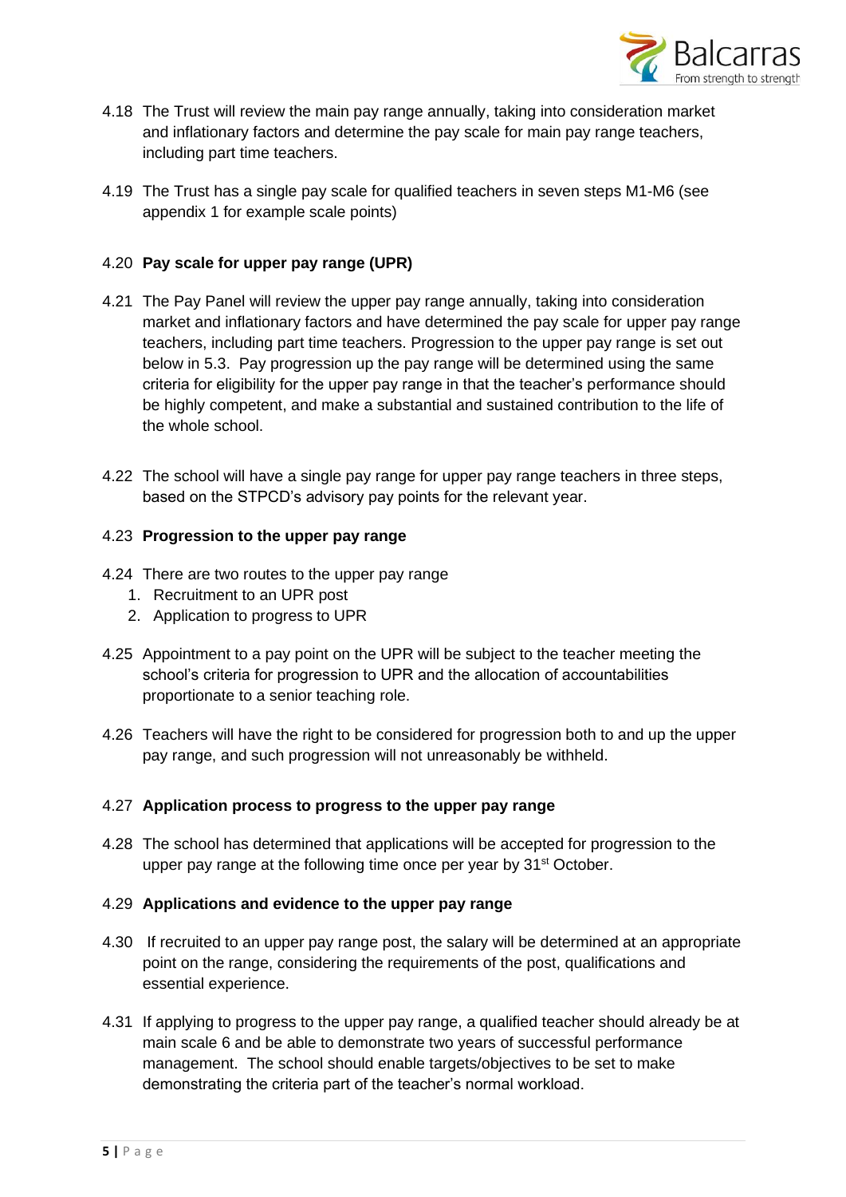4.18 The Trust will review the main pay range annually, taking into consideration market and inflationary factors and determine the pay scale for main pay range teachers, including part time teachers.

4.19 The Trust has a single pay scale for qualified teachers in seven steps M1-M6 (see appendix 1 for example scale points)

4.20 **Pay scale for upper pay range (UPR)**

4.21 The Pay Panel will review the upper pay range annually, taking into consideration market and inflationary factors and have determined the pay scale for upper pay range teachers, including part time teachers. Progression to the upper pay range is set out below in 5.3. Pay progression up the pay range will be determined using the same criteria for eligibility for the upper pay range in that the teacher's performance should be highly competent, and make a substantial and sustained contribution to the life of the whole school.

4.22 The school will have a single pay range for upper pay range teachers in three steps, based on the STPCD's advisory pay points for the relevant year.

4.23 **Progression to the upper pay range**

4.24 There are two routes to the upper pay range
1. Recruitment to an UPR post
2. Application to progress to UPR

4.25 Appointment to a pay point on the UPR will be subject to the teacher meeting the school's criteria for progression to UPR and the allocation of accountabilities proportionate to a senior teaching role.

4.26 Teachers will have the right to be considered for progression both to and up the upper pay range, and such progression will not unreasonably be withheld.

4.27 **Application process to progress to the upper pay range**

4.28 The school has determined that applications will be accepted for progression to the upper pay range at the following time once per year by 31st October.

4.29 **Applications and evidence to the upper pay range**

4.30 If recruited to an upper pay range post, the salary will be determined at an appropriate point on the range, considering the requirements of the post, qualifications and essential experience.

4.31 If applying to progress to the upper pay range, a qualified teacher should already be at main scale 6 and be able to demonstrate two years of successful performance management. The school should enable targets/objectives to be set to make demonstrating the criteria part of the teacher's normal workload.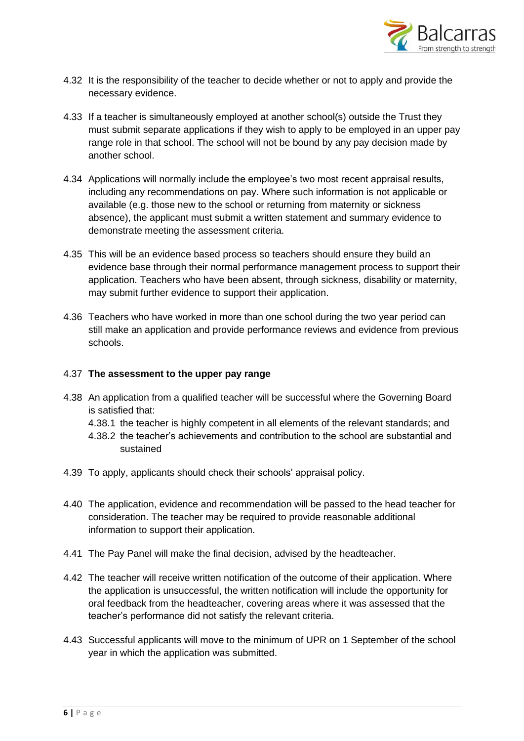4.32 It is the responsibility of the teacher to decide whether or not to apply and provide the necessary evidence.

4.33 If a teacher is simultaneously employed at another school(s) outside the Trust they must submit separate applications if they wish to apply to be employed in an upper pay range role in that school. The school will not be bound by any pay decision made by another school.

4.34 Applications will normally include the employee's two most recent appraisal results, including any recommendations on pay. Where such information is not applicable or available (e.g. those new to the school or returning from maternity or sickness absence), the applicant must submit a written statement and summary evidence to demonstrate meeting the assessment criteria.

4.35 This will be an evidence based process so teachers should ensure they build an evidence base through their normal performance management process to support their application. Teachers who have been absent, through sickness, disability or maternity, may submit further evidence to support their application.

4.36 Teachers who have worked in more than one school during the two year period can still make an application and provide performance reviews and evidence from previous schools.

4.37 **The assessment to the upper pay range**

4.38 An application from a qualified teacher will be successful where the Governing Board is satisfied that:

4.38.1 the teacher is highly competent in all elements of the relevant standards; and

4.38.2 the teacher's achievements and contribution to the school are substantial and sustained

4.39 To apply, applicants should check their schools' appraisal policy.

4.40 The application, evidence and recommendation will be passed to the head teacher for consideration. The teacher may be required to provide reasonable additional information to support their application.

4.41 The Pay Panel will make the final decision, advised by the headteacher.

4.42 The teacher will receive written notification of the outcome of their application. Where the application is unsuccessful, the written notification will include the opportunity for oral feedback from the headteacher, covering areas where it was assessed that the teacher's performance did not satisfy the relevant criteria.

4.43 Successful applicants will move to the minimum of UPR on 1 September of the school year in which the application was submitted.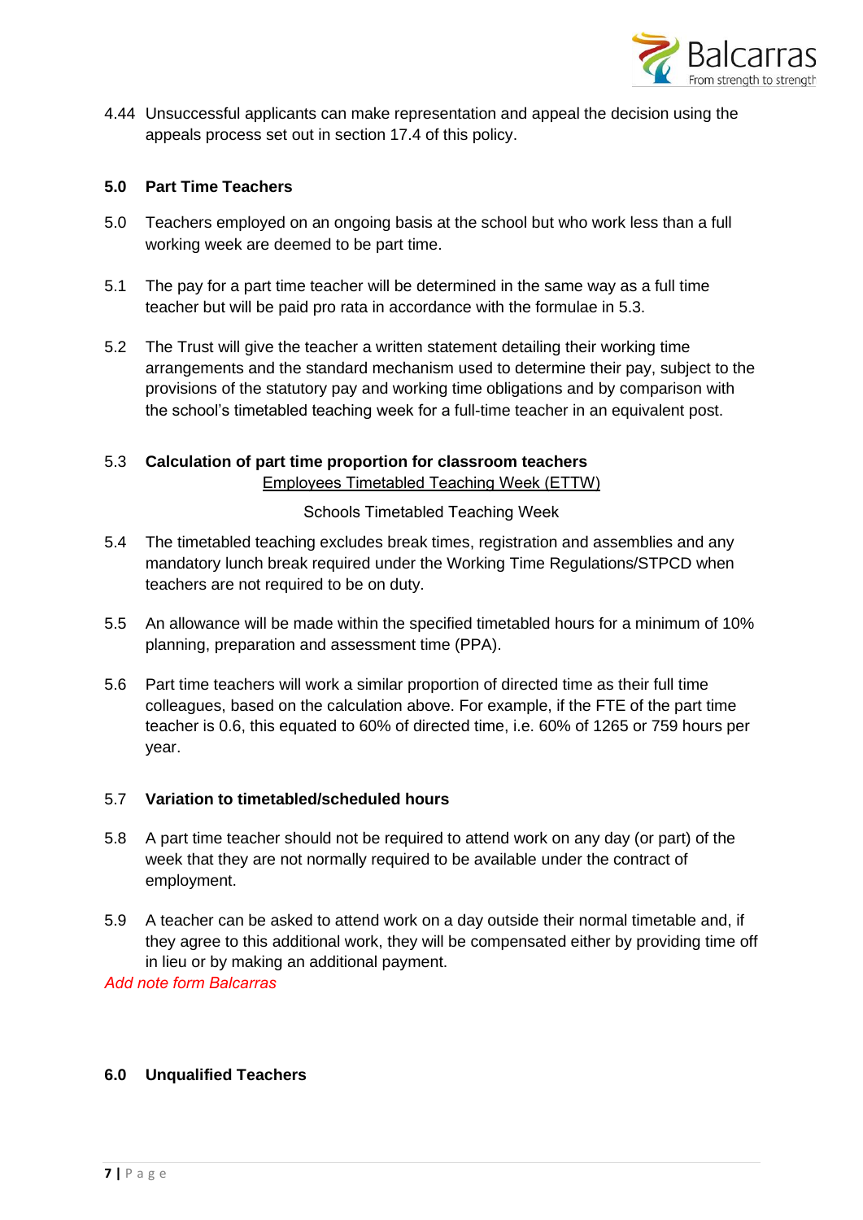4.44 Unsuccessful applicants can make representation and appeal the decision using the appeals process set out in section 17.4 of this policy.

## 5.0 Part Time Teachers

5.0 Teachers employed on an ongoing basis at the school but who work less than a full working week are deemed to be part time.

5.1 The pay for a part time teacher will be determined in the same way as a full time teacher but will be paid pro rata in accordance with the formulae in 5.3.

5.2 The Trust will give the teacher a written statement detailing their working time arrangements and the standard mechanism used to determine their pay, subject to the provisions of the statutory pay and working time obligations and by comparison with the school's timetabled teaching week for a full-time teacher in an equivalent post.

5.3 **Calculation of part time proportion for classroom teachers**

<u>Employees Timetabled Teaching Week (ETTW)</u>

Schools Timetabled Teaching Week

5.4 The timetabled teaching excludes break times, registration and assemblies and any mandatory lunch break required under the Working Time Regulations/STPCD when teachers are not required to be on duty.

5.5 An allowance will be made within the specified timetabled hours for a minimum of 10% planning, preparation and assessment time (PPA).

5.6 Part time teachers will work a similar proportion of directed time as their full time colleagues, based on the calculation above. For example, if the FTE of the part time teacher is 0.6, this equated to 60% of directed time, i.e. 60% of 1265 or 759 hours per year.

5.7 **Variation to timetabled/scheduled hours**

5.8 A part time teacher should not be required to attend work on any day (or part) of the week that they are not normally required to be available under the contract of employment.

5.9 A teacher can be asked to attend work on a day outside their normal timetable and, if they agree to this additional work, they will be compensated either by providing time off in lieu or by making an additional payment.

*Add note form Balcarras*

## 6.0 Unqualified Teachers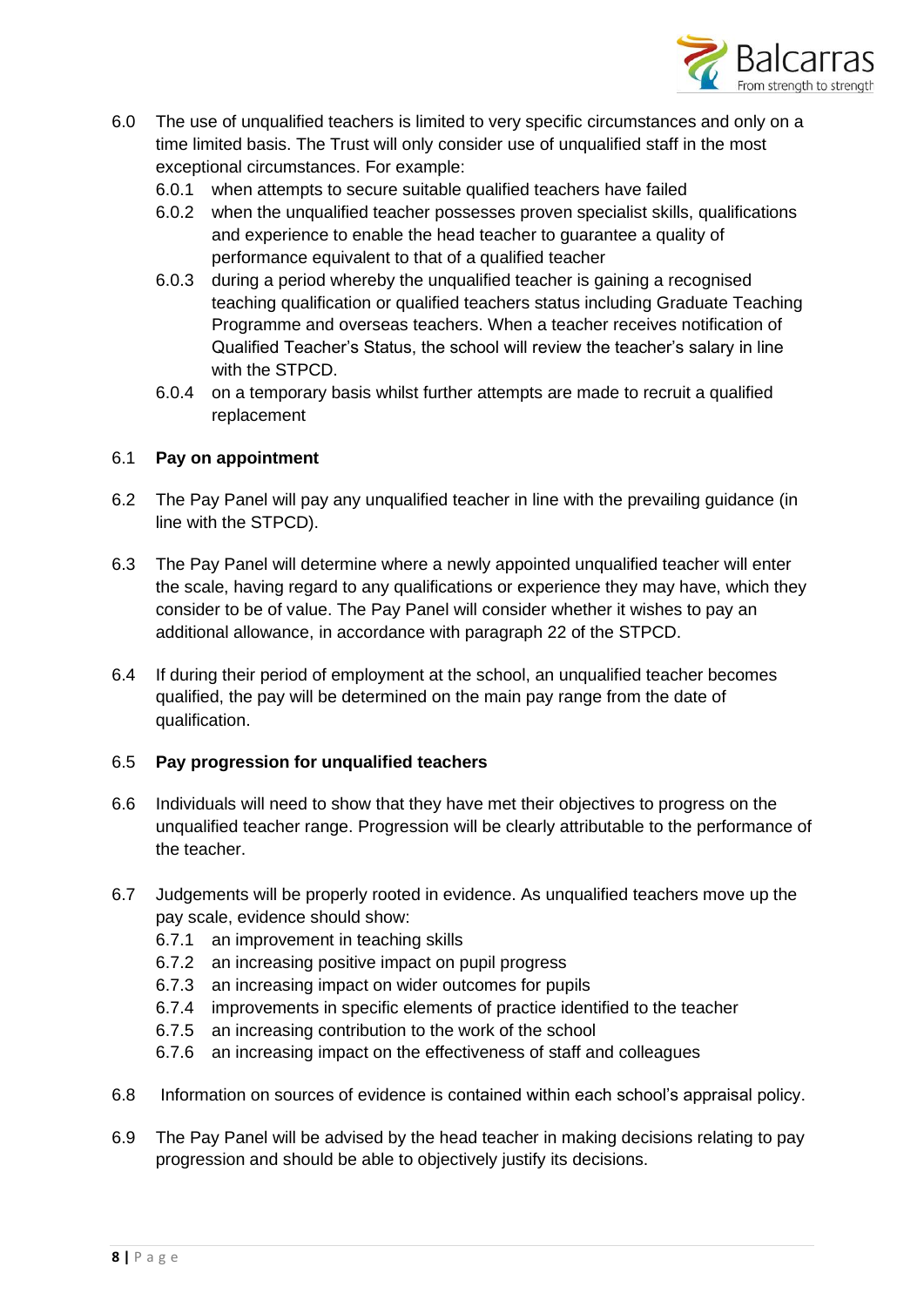6.0 The use of unqualified teachers is limited to very specific circumstances and only on a time limited basis. The Trust will only consider use of unqualified staff in the most exceptional circumstances. For example:

- 6.0.1 when attempts to secure suitable qualified teachers have failed
- 6.0.2 when the unqualified teacher possesses proven specialist skills, qualifications and experience to enable the head teacher to guarantee a quality of performance equivalent to that of a qualified teacher
- 6.0.3 during a period whereby the unqualified teacher is gaining a recognised teaching qualification or qualified teachers status including Graduate Teaching Programme and overseas teachers. When a teacher receives notification of Qualified Teacher's Status, the school will review the teacher's salary in line with the STPCD.
- 6.0.4 on a temporary basis whilst further attempts are made to recruit a qualified replacement

6.1 **Pay on appointment**

6.2 The Pay Panel will pay any unqualified teacher in line with the prevailing guidance (in line with the STPCD).

6.3 The Pay Panel will determine where a newly appointed unqualified teacher will enter the scale, having regard to any qualifications or experience they may have, which they consider to be of value. The Pay Panel will consider whether it wishes to pay an additional allowance, in accordance with paragraph 22 of the STPCD.

6.4 If during their period of employment at the school, an unqualified teacher becomes qualified, the pay will be determined on the main pay range from the date of qualification.

6.5 **Pay progression for unqualified teachers**

6.6 Individuals will need to show that they have met their objectives to progress on the unqualified teacher range. Progression will be clearly attributable to the performance of the teacher.

6.7 Judgements will be properly rooted in evidence. As unqualified teachers move up the pay scale, evidence should show:

- 6.7.1 an improvement in teaching skills
- 6.7.2 an increasing positive impact on pupil progress
- 6.7.3 an increasing impact on wider outcomes for pupils
- 6.7.4 improvements in specific elements of practice identified to the teacher
- 6.7.5 an increasing contribution to the work of the school
- 6.7.6 an increasing impact on the effectiveness of staff and colleagues

6.8 Information on sources of evidence is contained within each school's appraisal policy.

6.9 The Pay Panel will be advised by the head teacher in making decisions relating to pay progression and should be able to objectively justify its decisions.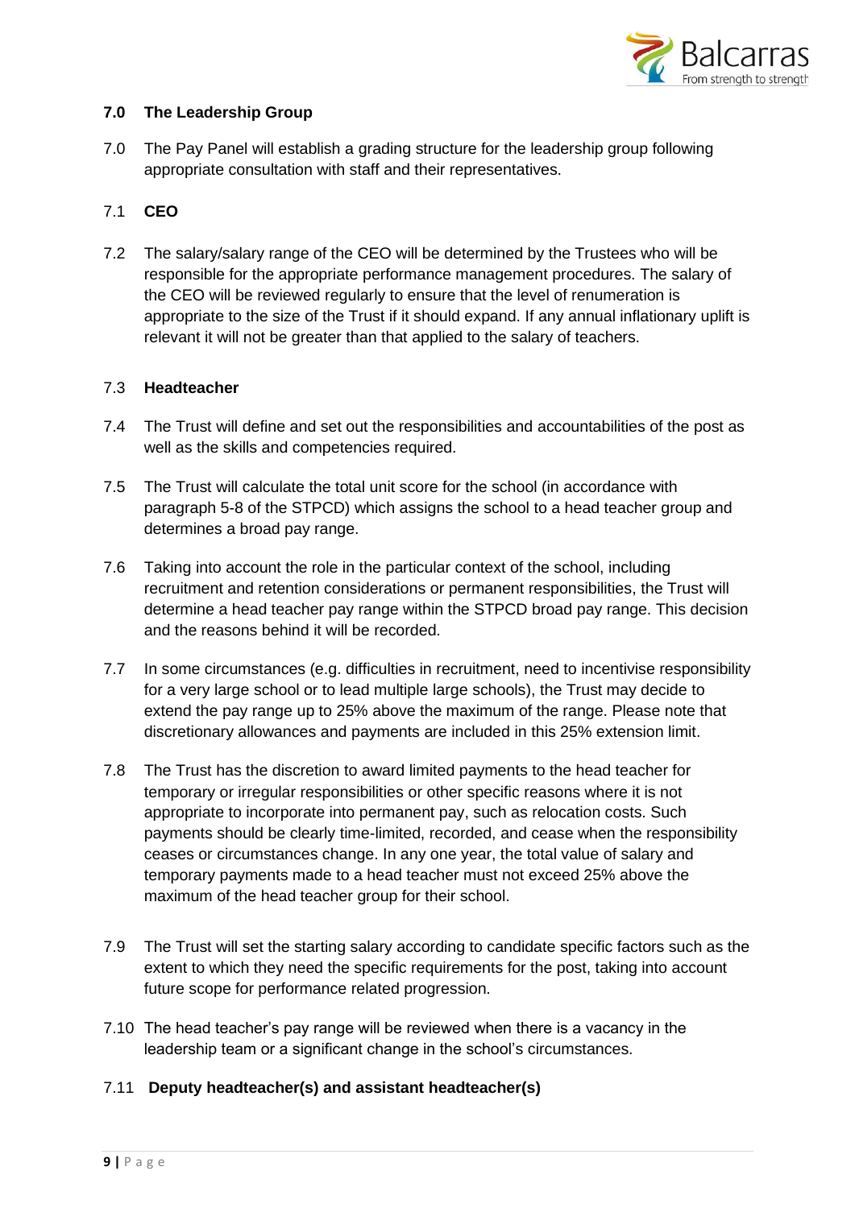## 7.0 The Leadership Group

7.0 The Pay Panel will establish a grading structure for the leadership group following appropriate consultation with staff and their representatives.

### 7.1 CEO

7.2 The salary/salary range of the CEO will be determined by the Trustees who will be responsible for the appropriate performance management procedures. The salary of the CEO will be reviewed regularly to ensure that the level of renumeration is appropriate to the size of the Trust if it should expand. If any annual inflationary uplift is relevant it will not be greater than that applied to the salary of teachers.

### 7.3 Headteacher

7.4 The Trust will define and set out the responsibilities and accountabilities of the post as well as the skills and competencies required.

7.5 The Trust will calculate the total unit score for the school (in accordance with paragraph 5-8 of the STPCD) which assigns the school to a head teacher group and determines a broad pay range.

7.6 Taking into account the role in the particular context of the school, including recruitment and retention considerations or permanent responsibilities, the Trust will determine a head teacher pay range within the STPCD broad pay range. This decision and the reasons behind it will be recorded.

7.7 In some circumstances (e.g. difficulties in recruitment, need to incentivise responsibility for a very large school or to lead multiple large schools), the Trust may decide to extend the pay range up to 25% above the maximum of the range. Please note that discretionary allowances and payments are included in this 25% extension limit.

7.8 The Trust has the discretion to award limited payments to the head teacher for temporary or irregular responsibilities or other specific reasons where it is not appropriate to incorporate into permanent pay, such as relocation costs. Such payments should be clearly time-limited, recorded, and cease when the responsibility ceases or circumstances change. In any one year, the total value of salary and temporary payments made to a head teacher must not exceed 25% above the maximum of the head teacher group for their school.

7.9 The Trust will set the starting salary according to candidate specific factors such as the extent to which they need the specific requirements for the post, taking into account future scope for performance related progression.

7.10 The head teacher's pay range will be reviewed when there is a vacancy in the leadership team or a significant change in the school's circumstances.

### 7.11 Deputy headteacher(s) and assistant headteacher(s)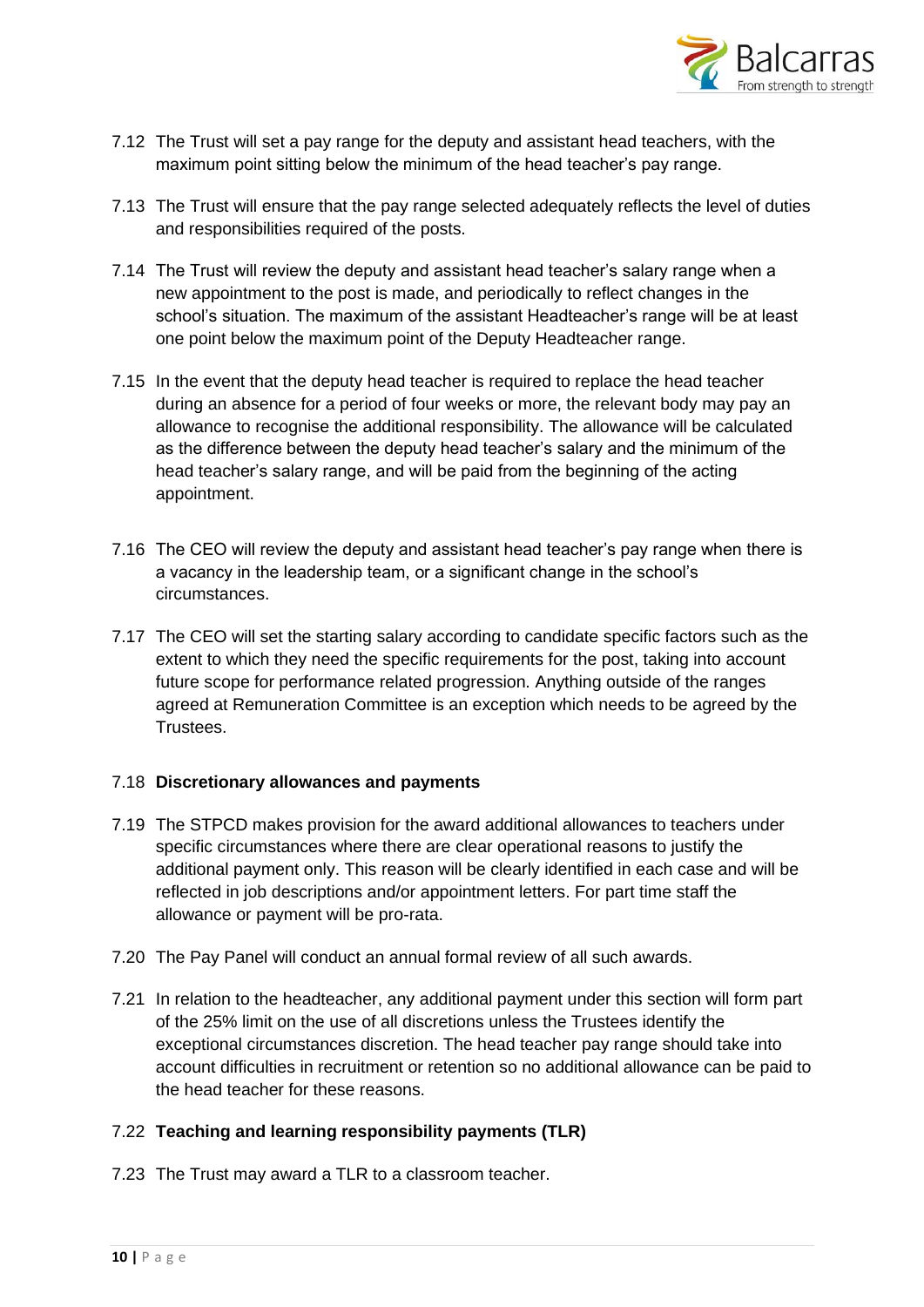7.12 The Trust will set a pay range for the deputy and assistant head teachers, with the maximum point sitting below the minimum of the head teacher's pay range.

7.13 The Trust will ensure that the pay range selected adequately reflects the level of duties and responsibilities required of the posts.

7.14 The Trust will review the deputy and assistant head teacher's salary range when a new appointment to the post is made, and periodically to reflect changes in the school's situation. The maximum of the assistant Headteacher's range will be at least one point below the maximum point of the Deputy Headteacher range.

7.15 In the event that the deputy head teacher is required to replace the head teacher during an absence for a period of four weeks or more, the relevant body may pay an allowance to recognise the additional responsibility. The allowance will be calculated as the difference between the deputy head teacher's salary and the minimum of the head teacher's salary range, and will be paid from the beginning of the acting appointment.

7.16 The CEO will review the deputy and assistant head teacher's pay range when there is a vacancy in the leadership team, or a significant change in the school's circumstances.

7.17 The CEO will set the starting salary according to candidate specific factors such as the extent to which they need the specific requirements for the post, taking into account future scope for performance related progression. Anything outside of the ranges agreed at Remuneration Committee is an exception which needs to be agreed by the Trustees.

7.18 **Discretionary allowances and payments**

7.19 The STPCD makes provision for the award additional allowances to teachers under specific circumstances where there are clear operational reasons to justify the additional payment only. This reason will be clearly identified in each case and will be reflected in job descriptions and/or appointment letters. For part time staff the allowance or payment will be pro-rata.

7.20 The Pay Panel will conduct an annual formal review of all such awards.

7.21 In relation to the headteacher, any additional payment under this section will form part of the 25% limit on the use of all discretions unless the Trustees identify the exceptional circumstances discretion. The head teacher pay range should take into account difficulties in recruitment or retention so no additional allowance can be paid to the head teacher for these reasons.

7.22 **Teaching and learning responsibility payments (TLR)**

7.23 The Trust may award a TLR to a classroom teacher.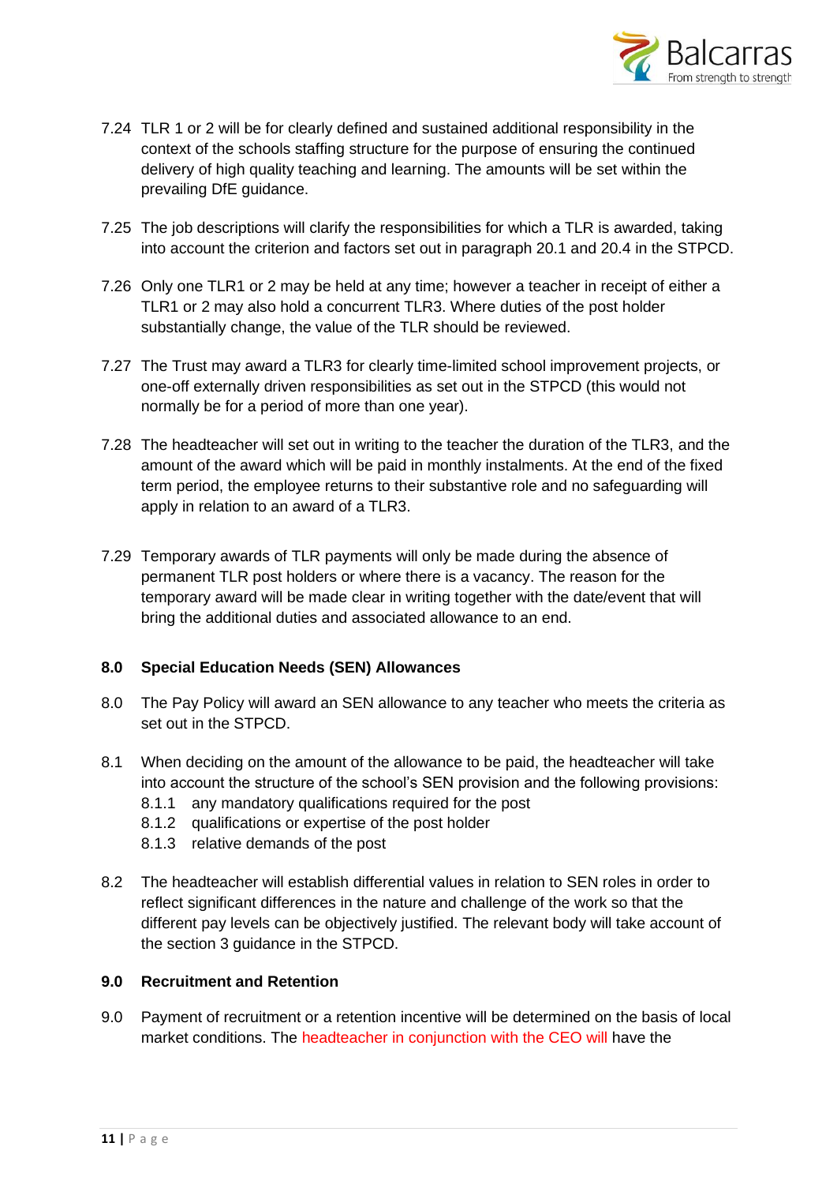7.24 TLR 1 or 2 will be for clearly defined and sustained additional responsibility in the context of the schools staffing structure for the purpose of ensuring the continued delivery of high quality teaching and learning. The amounts will be set within the prevailing DfE guidance.

7.25 The job descriptions will clarify the responsibilities for which a TLR is awarded, taking into account the criterion and factors set out in paragraph 20.1 and 20.4 in the STPCD.

7.26 Only one TLR1 or 2 may be held at any time; however a teacher in receipt of either a TLR1 or 2 may also hold a concurrent TLR3. Where duties of the post holder substantially change, the value of the TLR should be reviewed.

7.27 The Trust may award a TLR3 for clearly time-limited school improvement projects, or one-off externally driven responsibilities as set out in the STPCD (this would not normally be for a period of more than one year).

7.28 The headteacher will set out in writing to the teacher the duration of the TLR3, and the amount of the award which will be paid in monthly instalments. At the end of the fixed term period, the employee returns to their substantive role and no safeguarding will apply in relation to an award of a TLR3.

7.29 Temporary awards of TLR payments will only be made during the absence of permanent TLR post holders or where there is a vacancy. The reason for the temporary award will be made clear in writing together with the date/event that will bring the additional duties and associated allowance to an end.

## 8.0 Special Education Needs (SEN) Allowances

8.0 The Pay Policy will award an SEN allowance to any teacher who meets the criteria as set out in the STPCD.

8.1 When deciding on the amount of the allowance to be paid, the headteacher will take into account the structure of the school's SEN provision and the following provisions:
- 8.1.1 any mandatory qualifications required for the post
- 8.1.2 qualifications or expertise of the post holder
- 8.1.3 relative demands of the post

8.2 The headteacher will establish differential values in relation to SEN roles in order to reflect significant differences in the nature and challenge of the work so that the different pay levels can be objectively justified. The relevant body will take account of the section 3 guidance in the STPCD.

## 9.0 Recruitment and Retention

9.0 Payment of recruitment or a retention incentive will be determined on the basis of local market conditions. The headteacher in conjunction with the CEO will have the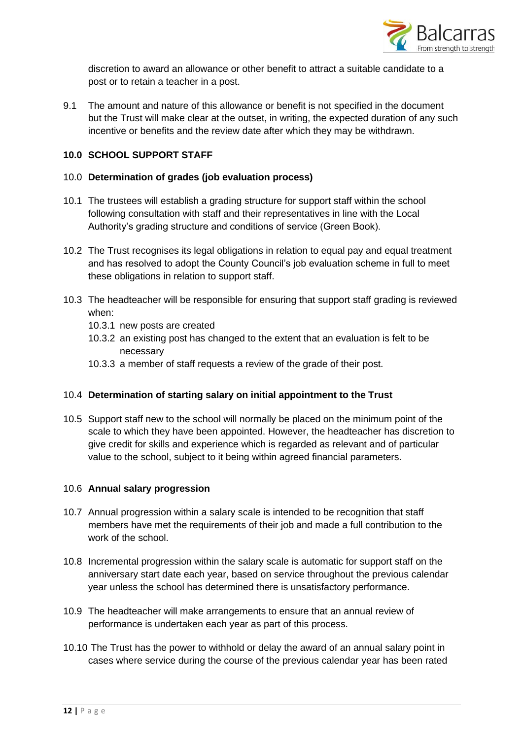discretion to award an allowance or other benefit to attract a suitable candidate to a post or to retain a teacher in a post.

9.1 The amount and nature of this allowance or benefit is not specified in the document but the Trust will make clear at the outset, in writing, the expected duration of any such incentive or benefits and the review date after which they may be withdrawn.

## 10.0 SCHOOL SUPPORT STAFF

### 10.0 Determination of grades (job evaluation process)

10.1 The trustees will establish a grading structure for support staff within the school following consultation with staff and their representatives in line with the Local Authority's grading structure and conditions of service (Green Book).

10.2 The Trust recognises its legal obligations in relation to equal pay and equal treatment and has resolved to adopt the County Council's job evaluation scheme in full to meet these obligations in relation to support staff.

10.3 The headteacher will be responsible for ensuring that support staff grading is reviewed when:

- 10.3.1 new posts are created
- 10.3.2 an existing post has changed to the extent that an evaluation is felt to be necessary
- 10.3.3 a member of staff requests a review of the grade of their post.

### 10.4 Determination of starting salary on initial appointment to the Trust

10.5 Support staff new to the school will normally be placed on the minimum point of the scale to which they have been appointed. However, the headteacher has discretion to give credit for skills and experience which is regarded as relevant and of particular value to the school, subject to it being within agreed financial parameters.

### 10.6 Annual salary progression

10.7 Annual progression within a salary scale is intended to be recognition that staff members have met the requirements of their job and made a full contribution to the work of the school.

10.8 Incremental progression within the salary scale is automatic for support staff on the anniversary start date each year, based on service throughout the previous calendar year unless the school has determined there is unsatisfactory performance.

10.9 The headteacher will make arrangements to ensure that an annual review of performance is undertaken each year as part of this process.

10.10 The Trust has the power to withhold or delay the award of an annual salary point in cases where service during the course of the previous calendar year has been rated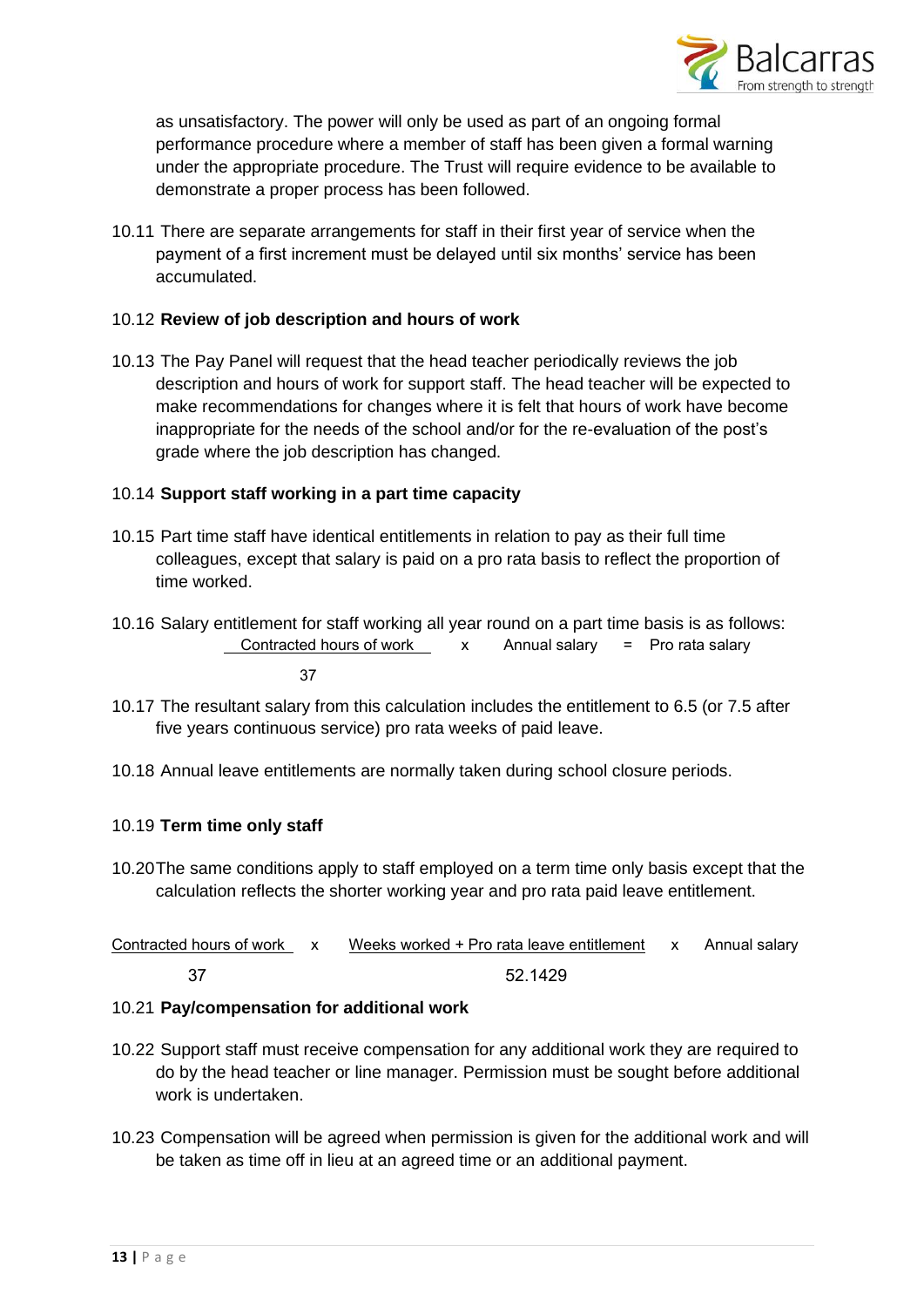as unsatisfactory. The power will only be used as part of an ongoing formal performance procedure where a member of staff has been given a formal warning under the appropriate procedure. The Trust will require evidence to be available to demonstrate a proper process has been followed.

10.11 There are separate arrangements for staff in their first year of service when the payment of a first increment must be delayed until six months' service has been accumulated.

10.12 **Review of job description and hours of work**

10.13 The Pay Panel will request that the head teacher periodically reviews the job description and hours of work for support staff. The head teacher will be expected to make recommendations for changes where it is felt that hours of work have become inappropriate for the needs of the school and/or for the re-evaluation of the post's grade where the job description has changed.

10.14 **Support staff working in a part time capacity**

10.15 Part time staff have identical entitlements in relation to pay as their full time colleagues, except that salary is paid on a pro rata basis to reflect the proportion of time worked.

10.16 Salary entitlement for staff working all year round on a part time basis is as follows:

$$\frac{\text{Contracted hours of work}}{37} \times \text{Annual salary} = \text{Pro rata salary}$$

10.17 The resultant salary from this calculation includes the entitlement to 6.5 (or 7.5 after five years continuous service) pro rata weeks of paid leave.

10.18 Annual leave entitlements are normally taken during school closure periods.

10.19 **Term time only staff**

10.20 The same conditions apply to staff employed on a term time only basis except that the calculation reflects the shorter working year and pro rata paid leave entitlement.

$$\frac{\text{Contracted hours of work}}{37} \times \frac{\text{Weeks worked + Pro rata leave entitlement}}{52.1429} \times \text{Annual salary}$$

10.21 **Pay/compensation for additional work**

10.22 Support staff must receive compensation for any additional work they are required to do by the head teacher or line manager. Permission must be sought before additional work is undertaken.

10.23 Compensation will be agreed when permission is given for the additional work and will be taken as time off in lieu at an agreed time or an additional payment.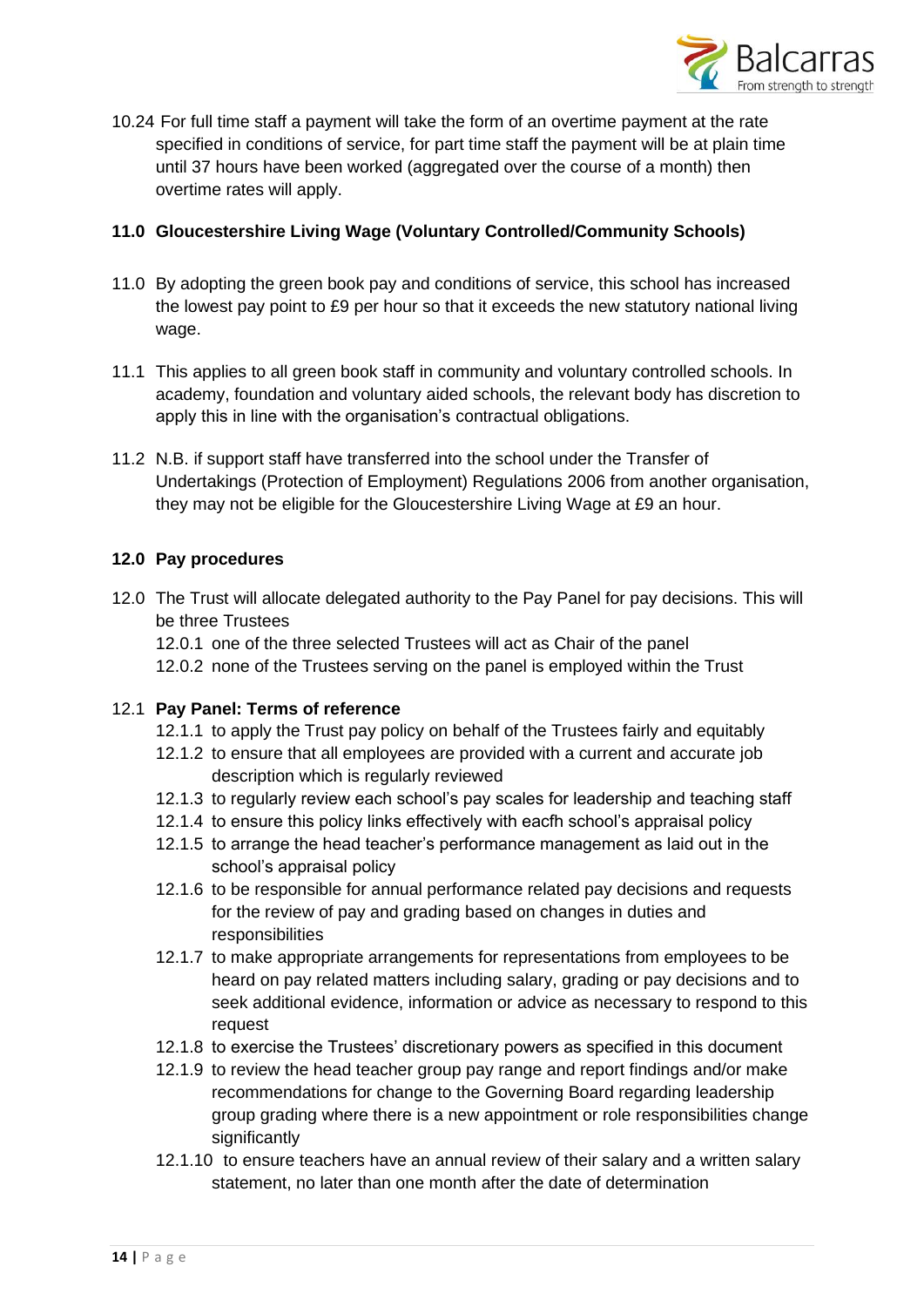10.24 For full time staff a payment will take the form of an overtime payment at the rate specified in conditions of service, for part time staff the payment will be at plain time until 37 hours have been worked (aggregated over the course of a month) then overtime rates will apply.

## 11.0 Gloucestershire Living Wage (Voluntary Controlled/Community Schools)

11.0 By adopting the green book pay and conditions of service, this school has increased the lowest pay point to £9 per hour so that it exceeds the new statutory national living wage.

11.1 This applies to all green book staff in community and voluntary controlled schools. In academy, foundation and voluntary aided schools, the relevant body has discretion to apply this in line with the organisation's contractual obligations.

11.2 N.B. if support staff have transferred into the school under the Transfer of Undertakings (Protection of Employment) Regulations 2006 from another organisation, they may not be eligible for the Gloucestershire Living Wage at £9 an hour.

## 12.0 Pay procedures

12.0 The Trust will allocate delegated authority to the Pay Panel for pay decisions. This will be three Trustees

- 12.0.1 one of the three selected Trustees will act as Chair of the panel
- 12.0.2 none of the Trustees serving on the panel is employed within the Trust

12.1 **Pay Panel: Terms of reference**

- 12.1.1 to apply the Trust pay policy on behalf of the Trustees fairly and equitably
- 12.1.2 to ensure that all employees are provided with a current and accurate job description which is regularly reviewed
- 12.1.3 to regularly review each school's pay scales for leadership and teaching staff
- 12.1.4 to ensure this policy links effectively with eacfh school's appraisal policy
- 12.1.5 to arrange the head teacher's performance management as laid out in the school's appraisal policy
- 12.1.6 to be responsible for annual performance related pay decisions and requests for the review of pay and grading based on changes in duties and responsibilities
- 12.1.7 to make appropriate arrangements for representations from employees to be heard on pay related matters including salary, grading or pay decisions and to seek additional evidence, information or advice as necessary to respond to this request
- 12.1.8 to exercise the Trustees' discretionary powers as specified in this document
- 12.1.9 to review the head teacher group pay range and report findings and/or make recommendations for change to the Governing Board regarding leadership group grading where there is a new appointment or role responsibilities change significantly
- 12.1.10 to ensure teachers have an annual review of their salary and a written salary statement, no later than one month after the date of determination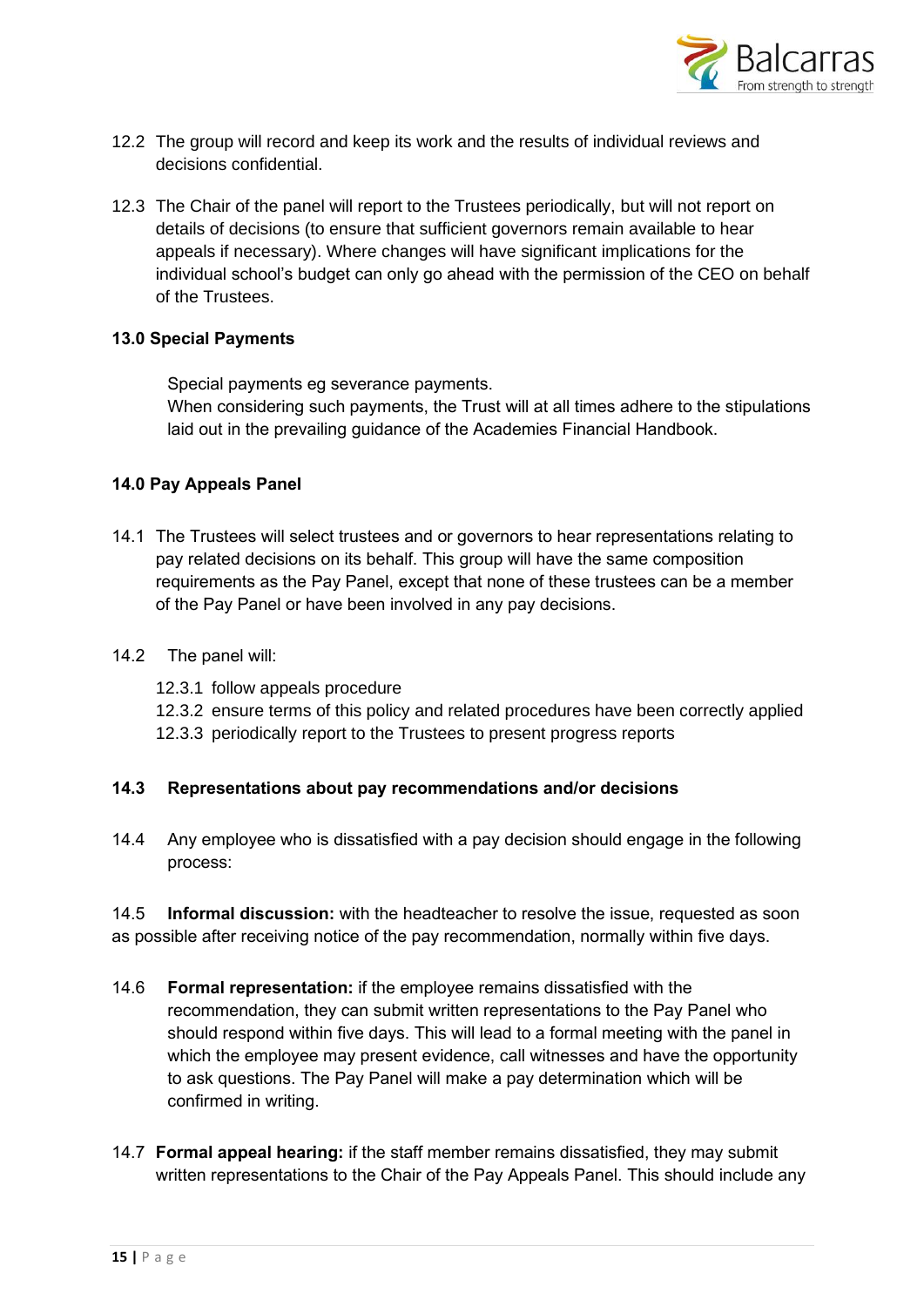12.2 The group will record and keep its work and the results of individual reviews and decisions confidential.

12.3 The Chair of the panel will report to the Trustees periodically, but will not report on details of decisions (to ensure that sufficient governors remain available to hear appeals if necessary). Where changes will have significant implications for the individual school's budget can only go ahead with the permission of the CEO on behalf of the Trustees.

**13.0 Special Payments**

Special payments eg severance payments.
When considering such payments, the Trust will at all times adhere to the stipulations laid out in the prevailing guidance of the Academies Financial Handbook.

**14.0 Pay Appeals Panel**

14.1 The Trustees will select trustees and or governors to hear representations relating to pay related decisions on its behalf. This group will have the same composition requirements as the Pay Panel, except that none of these trustees can be a member of the Pay Panel or have been involved in any pay decisions.

14.2 The panel will:

12.3.1 follow appeals procedure
12.3.2 ensure terms of this policy and related procedures have been correctly applied
12.3.3 periodically report to the Trustees to present progress reports

**14.3 Representations about pay recommendations and/or decisions**

14.4 Any employee who is dissatisfied with a pay decision should engage in the following process:

14.5 **Informal discussion:** with the headteacher to resolve the issue, requested as soon as possible after receiving notice of the pay recommendation, normally within five days.

14.6 **Formal representation:** if the employee remains dissatisfied with the recommendation, they can submit written representations to the Pay Panel who should respond within five days. This will lead to a formal meeting with the panel in which the employee may present evidence, call witnesses and have the opportunity to ask questions. The Pay Panel will make a pay determination which will be confirmed in writing.

14.7 **Formal appeal hearing:** if the staff member remains dissatisfied, they may submit written representations to the Chair of the Pay Appeals Panel. This should include any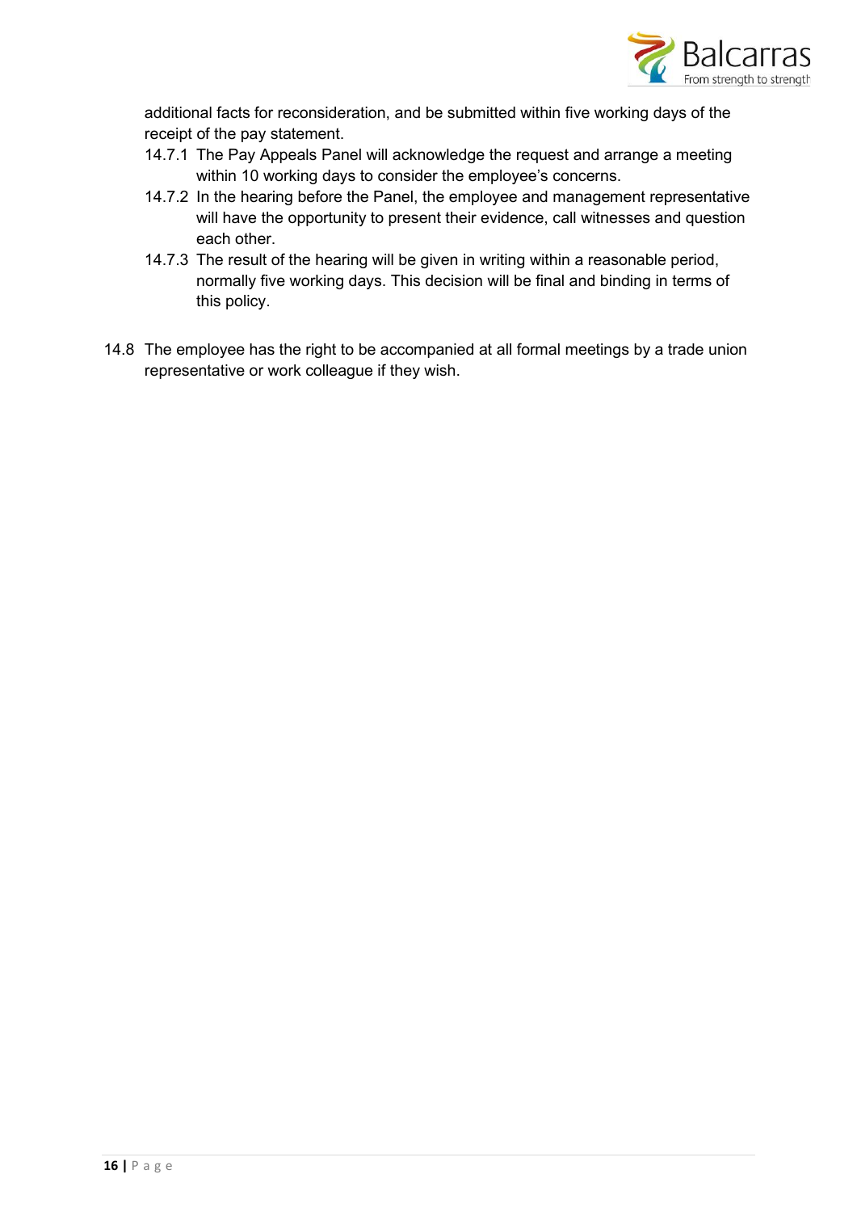additional facts for reconsideration, and be submitted within five working days of the receipt of the pay statement.

14.7.1 The Pay Appeals Panel will acknowledge the request and arrange a meeting within 10 working days to consider the employee's concerns.

14.7.2 In the hearing before the Panel, the employee and management representative will have the opportunity to present their evidence, call witnesses and question each other.

14.7.3 The result of the hearing will be given in writing within a reasonable period, normally five working days. This decision will be final and binding in terms of this policy.

14.8 The employee has the right to be accompanied at all formal meetings by a trade union representative or work colleague if they wish.